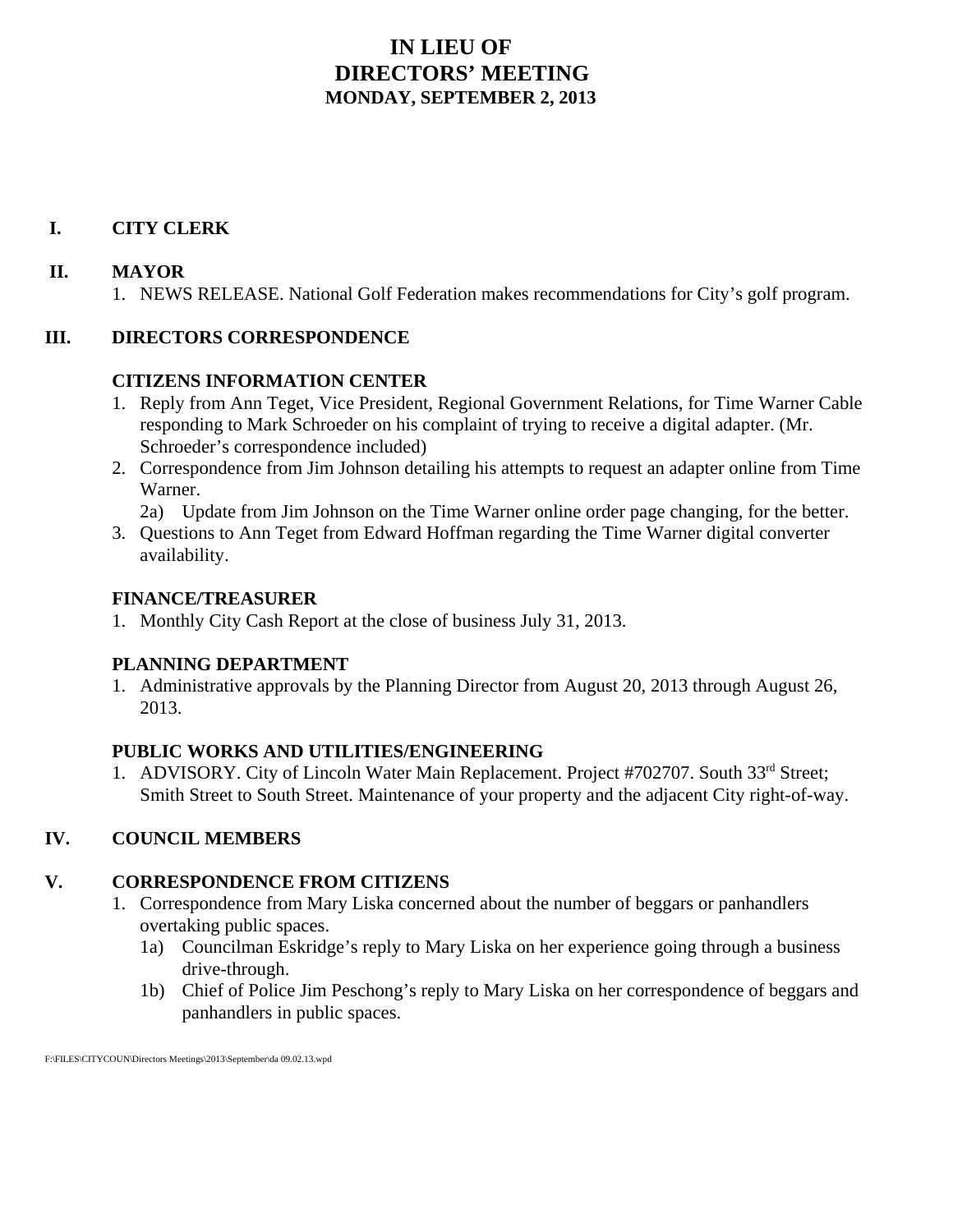# IN LIEU OF
# DIRECTORS' MEETING
### MONDAY, SEPTEMBER 2, 2013

## I. CITY CLERK

## II. MAYOR

1. NEWS RELEASE. National Golf Federation makes recommendations for City's golf program.

## III. DIRECTORS CORRESPONDENCE

### CITIZENS INFORMATION CENTER

1. Reply from Ann Teget, Vice President, Regional Government Relations, for Time Warner Cable responding to Mark Schroeder on his complaint of trying to receive a digital adapter. (Mr. Schroeder's correspondence included)
2. Correspondence from Jim Johnson detailing his attempts to request an adapter online from Time Warner.
   - 2a) Update from Jim Johnson on the Time Warner online order page changing, for the better.
3. Questions to Ann Teget from Edward Hoffman regarding the Time Warner digital converter availability.

### FINANCE/TREASURER

1. Monthly City Cash Report at the close of business July 31, 2013.

### PLANNING DEPARTMENT

1. Administrative approvals by the Planning Director from August 20, 2013 through August 26, 2013.

### PUBLIC WORKS AND UTILITIES/ENGINEERING

1. ADVISORY. City of Lincoln Water Main Replacement. Project #702707. South 33rd Street; Smith Street to South Street. Maintenance of your property and the adjacent City right-of-way.

## IV. COUNCIL MEMBERS

## V. CORRESPONDENCE FROM CITIZENS

1. Correspondence from Mary Liska concerned about the number of beggars or panhandlers overtaking public spaces.
   - 1a) Councilman Eskridge's reply to Mary Liska on her experience going through a business drive-through.
   - 1b) Chief of Police Jim Peschong's reply to Mary Liska on her correspondence of beggars and panhandlers in public spaces.

F:\FILES\CITYCOUN\Directors Meetings\2013\September\da 09.02.13.wpd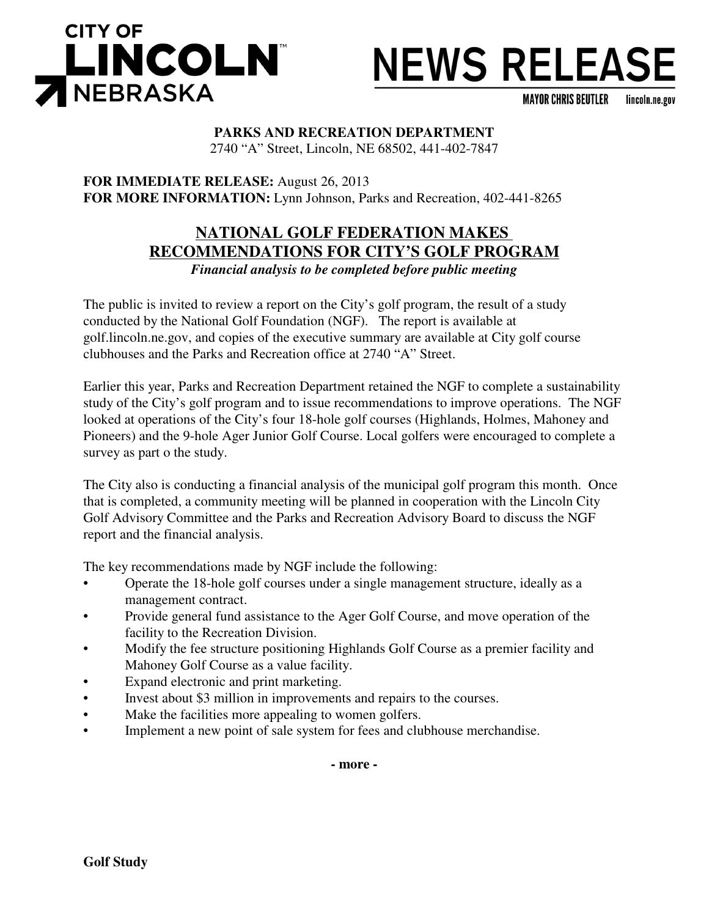CITY OF LINCOLN NEBRASKA

# NEWS RELEASE

MAYOR CHRIS BEUTLER lincoln.ne.gov

**PARKS AND RECREATION DEPARTMENT**
2740 "A" Street, Lincoln, NE 68502, 441-402-7847

**FOR IMMEDIATE RELEASE:** August 26, 2013
**FOR MORE INFORMATION:** Lynn Johnson, Parks and Recreation, 402-441-8265

## NATIONAL GOLF FEDERATION MAKES RECOMMENDATIONS FOR CITY'S GOLF PROGRAM

***Financial analysis to be completed before public meeting***

The public is invited to review a report on the City's golf program, the result of a study conducted by the National Golf Foundation (NGF). The report is available at golf.lincoln.ne.gov, and copies of the executive summary are available at City golf course clubhouses and the Parks and Recreation office at 2740 "A" Street.

Earlier this year, Parks and Recreation Department retained the NGF to complete a sustainability study of the City's golf program and to issue recommendations to improve operations. The NGF looked at operations of the City's four 18-hole golf courses (Highlands, Holmes, Mahoney and Pioneers) and the 9-hole Ager Junior Golf Course. Local golfers were encouraged to complete a survey as part o the study.

The City also is conducting a financial analysis of the municipal golf program this month. Once that is completed, a community meeting will be planned in cooperation with the Lincoln City Golf Advisory Committee and the Parks and Recreation Advisory Board to discuss the NGF report and the financial analysis.

The key recommendations made by NGF include the following:

- Operate the 18-hole golf courses under a single management structure, ideally as a management contract.
- Provide general fund assistance to the Ager Golf Course, and move operation of the facility to the Recreation Division.
- Modify the fee structure positioning Highlands Golf Course as a premier facility and Mahoney Golf Course as a value facility.
- Expand electronic and print marketing.
- Invest about $3 million in improvements and repairs to the courses.
- Make the facilities more appealing to women golfers.
- Implement a new point of sale system for fees and clubhouse merchandise.

**- more -**

**Golf Study**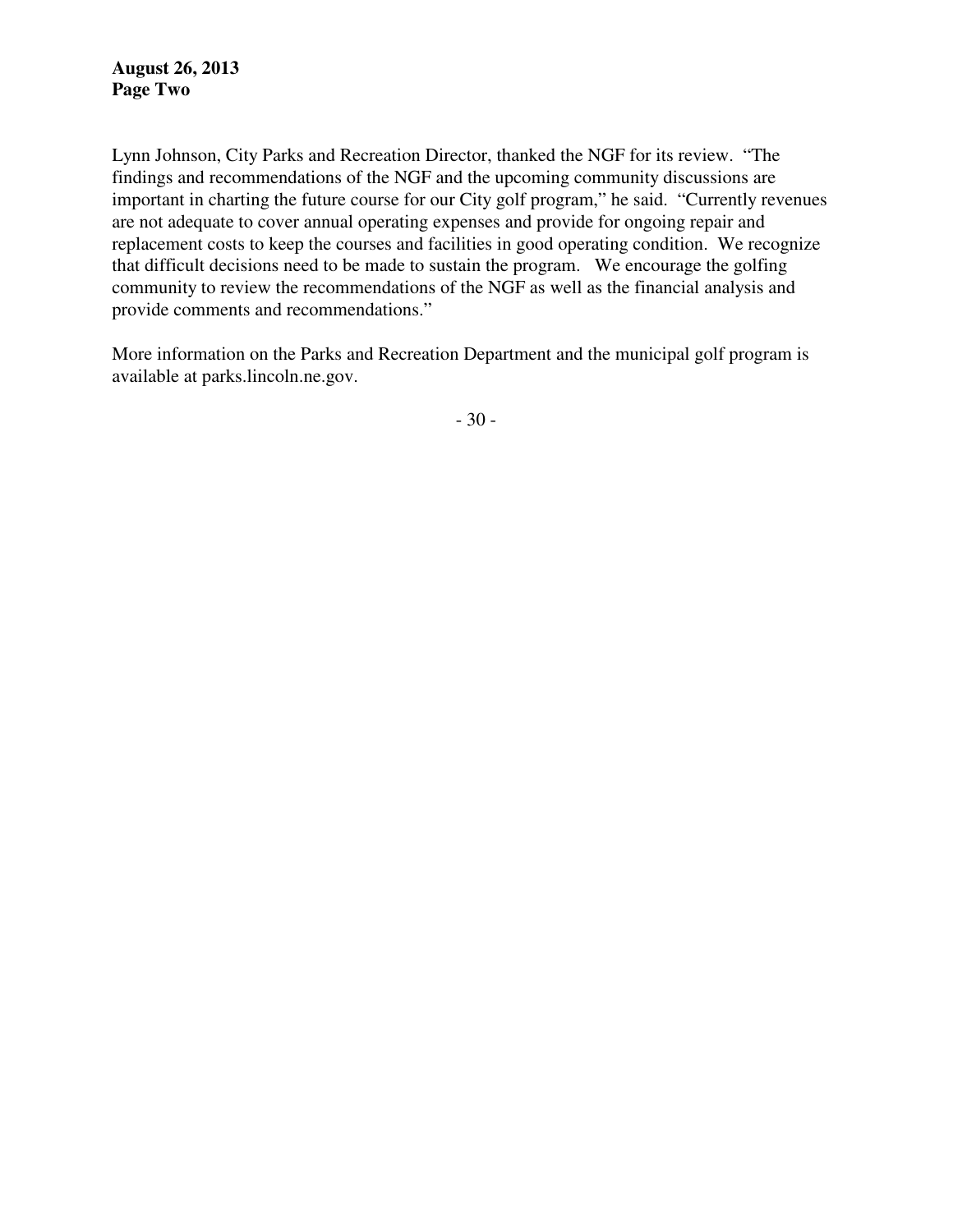Lynn Johnson, City Parks and Recreation Director, thanked the NGF for its review. "The findings and recommendations of the NGF and the upcoming community discussions are important in charting the future course for our City golf program," he said. "Currently revenues are not adequate to cover annual operating expenses and provide for ongoing repair and replacement costs to keep the courses and facilities in good operating condition. We recognize that difficult decisions need to be made to sustain the program. We encourage the golfing community to review the recommendations of the NGF as well as the financial analysis and provide comments and recommendations."

More information on the Parks and Recreation Department and the municipal golf program is available at parks.lincoln.ne.gov.

- 30 -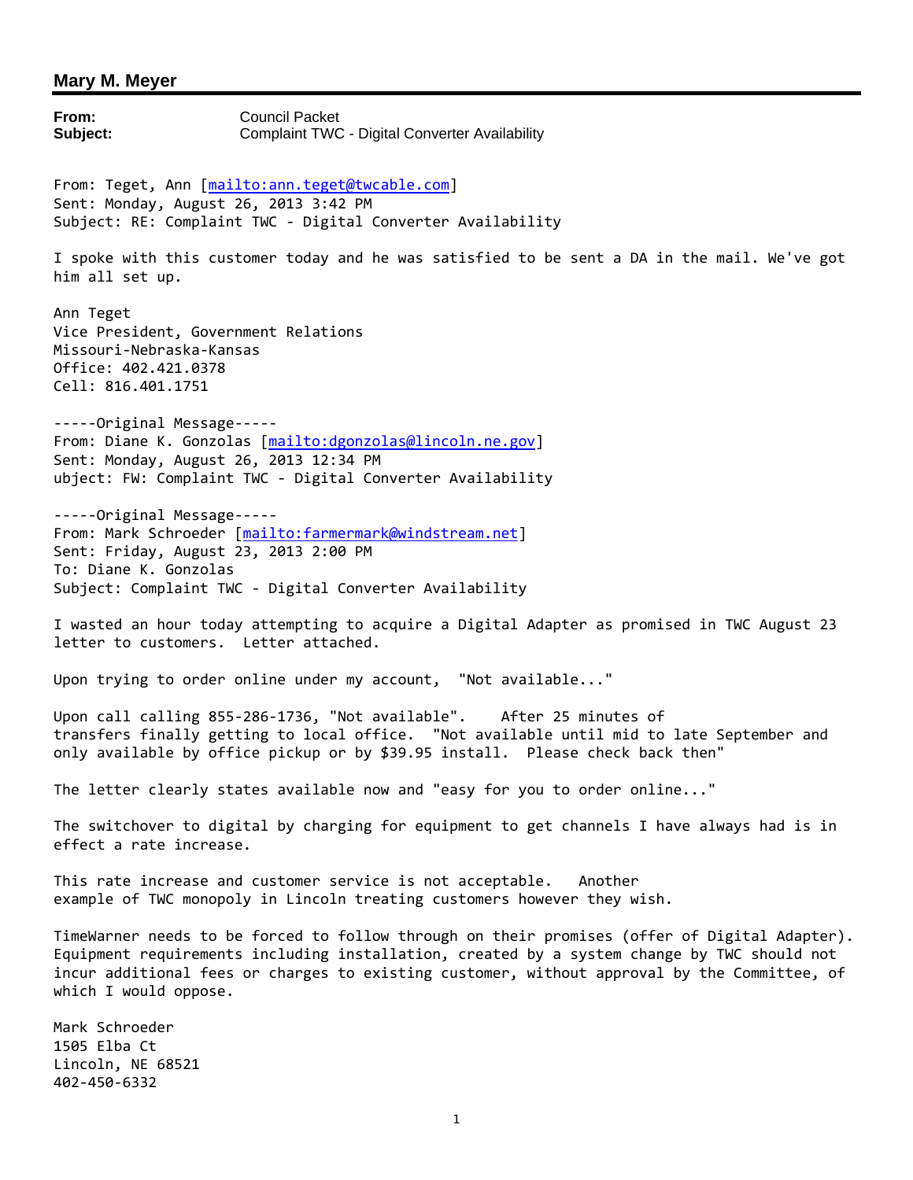## Mary M. Meyer

**From:** Council Packet
**Subject:** Complaint TWC - Digital Converter Availability

From: Teget, Ann [mailto:ann.teget@twcable.com]
Sent: Monday, August 26, 2013 3:42 PM
Subject: RE: Complaint TWC - Digital Converter Availability

I spoke with this customer today and he was satisfied to be sent a DA in the mail. We've got him all set up.

Ann Teget
Vice President, Government Relations
Missouri-Nebraska-Kansas
Office: 402.421.0378
Cell: 816.401.1751

-----Original Message-----
From: Diane K. Gonzolas [mailto:dgonzolas@lincoln.ne.gov]
Sent: Monday, August 26, 2013 12:34 PM
ubject: FW: Complaint TWC - Digital Converter Availability

-----Original Message-----
From: Mark Schroeder [mailto:farmermark@windstream.net]
Sent: Friday, August 23, 2013 2:00 PM
To: Diane K. Gonzolas
Subject: Complaint TWC - Digital Converter Availability

I wasted an hour today attempting to acquire a Digital Adapter as promised in TWC August 23 letter to customers. Letter attached.

Upon trying to order online under my account, "Not available..."

Upon call calling 855-286-1736, "Not available". After 25 minutes of transfers finally getting to local office. "Not available until mid to late September and only available by office pickup or by $39.95 install. Please check back then"

The letter clearly states available now and "easy for you to order online..."

The switchover to digital by charging for equipment to get channels I have always had is in effect a rate increase.

This rate increase and customer service is not acceptable. Another example of TWC monopoly in Lincoln treating customers however they wish.

TimeWarner needs to be forced to follow through on their promises (offer of Digital Adapter). Equipment requirements including installation, created by a system change by TWC should not incur additional fees or charges to existing customer, without approval by the Committee, of which I would oppose.

Mark Schroeder
1505 Elba Ct
Lincoln, NE 68521
402-450-6332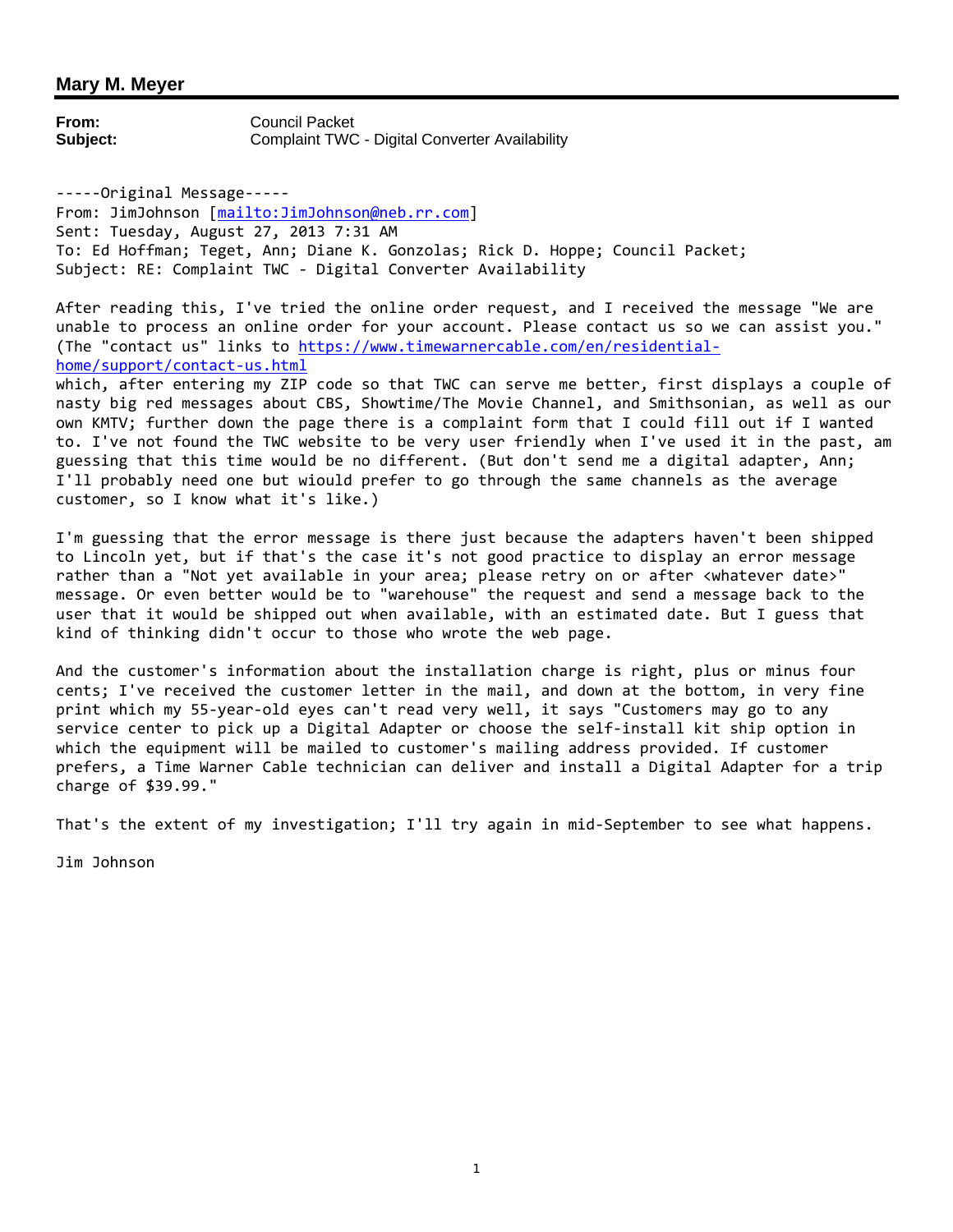## Mary M. Meyer

**From:** Council Packet
**Subject:** Complaint TWC - Digital Converter Availability

-----Original Message-----
From: JimJohnson [mailto:JimJohnson@neb.rr.com]
Sent: Tuesday, August 27, 2013 7:31 AM
To: Ed Hoffman; Teget, Ann; Diane K. Gonzolas; Rick D. Hoppe; Council Packet;
Subject: RE: Complaint TWC - Digital Converter Availability

After reading this, I've tried the online order request, and I received the message "We are unable to process an online order for your account. Please contact us so we can assist you." (The "contact us" links to https://www.timewarnercable.com/en/residential-home/support/contact-us.html which, after entering my ZIP code so that TWC can serve me better, first displays a couple of nasty big red messages about CBS, Showtime/The Movie Channel, and Smithsonian, as well as our own KMTV; further down the page there is a complaint form that I could fill out if I wanted to. I've not found the TWC website to be very user friendly when I've used it in the past, am guessing that this time would be no different. (But don't send me a digital adapter, Ann; I'll probably need one but wiould prefer to go through the same channels as the average customer, so I know what it's like.)

I'm guessing that the error message is there just because the adapters haven't been shipped to Lincoln yet, but if that's the case it's not good practice to display an error message rather than a "Not yet available in your area; please retry on or after <whatever date>" message. Or even better would be to "warehouse" the request and send a message back to the user that it would be shipped out when available, with an estimated date. But I guess that kind of thinking didn't occur to those who wrote the web page.

And the customer's information about the installation charge is right, plus or minus four cents; I've received the customer letter in the mail, and down at the bottom, in very fine print which my 55-year-old eyes can't read very well, it says "Customers may go to any service center to pick up a Digital Adapter or choose the self-install kit ship option in which the equipment will be mailed to customer's mailing address provided. If customer prefers, a Time Warner Cable technician can deliver and install a Digital Adapter for a trip charge of $39.99."

That's the extent of my investigation; I'll try again in mid-September to see what happens.

Jim Johnson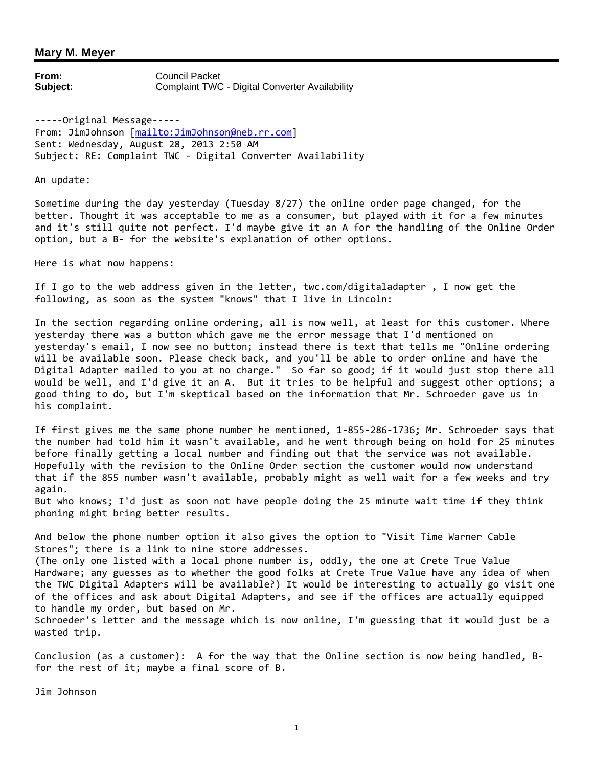## Mary M. Meyer

**From:** Council Packet
**Subject:** Complaint TWC - Digital Converter Availability

-----Original Message-----
From: JimJohnson [mailto:JimJohnson@neb.rr.com]
Sent: Wednesday, August 28, 2013 2:50 AM
Subject: RE: Complaint TWC - Digital Converter Availability

An update:

Sometime during the day yesterday (Tuesday 8/27) the online order page changed, for the better. Thought it was acceptable to me as a consumer, but played with it for a few minutes and it's still quite not perfect. I'd maybe give it an A for the handling of the Online Order option, but a B- for the website's explanation of other options.

Here is what now happens:

If I go to the web address given in the letter, twc.com/digitaladapter , I now get the following, as soon as the system "knows" that I live in Lincoln:

In the section regarding online ordering, all is now well, at least for this customer. Where yesterday there was a button which gave me the error message that I'd mentioned on yesterday's email, I now see no button; instead there is text that tells me "Online ordering will be available soon. Please check back, and you'll be able to order online and have the Digital Adapter mailed to you at no charge." So far so good; if it would just stop there all would be well, and I'd give it an A. But it tries to be helpful and suggest other options; a good thing to do, but I'm skeptical based on the information that Mr. Schroeder gave us in his complaint.

If first gives me the same phone number he mentioned, 1-855-286-1736; Mr. Schroeder says that the number had told him it wasn't available, and he went through being on hold for 25 minutes before finally getting a local number and finding out that the service was not available. Hopefully with the revision to the Online Order section the customer would now understand that if the 855 number wasn't available, probably might as well wait for a few weeks and try again.
But who knows; I'd just as soon not have people doing the 25 minute wait time if they think phoning might bring better results.

And below the phone number option it also gives the option to "Visit Time Warner Cable Stores"; there is a link to nine store addresses.
(The only one listed with a local phone number is, oddly, the one at Crete True Value Hardware; any guesses as to whether the good folks at Crete True Value have any idea of when the TWC Digital Adapters will be available?) It would be interesting to actually go visit one of the offices and ask about Digital Adapters, and see if the offices are actually equipped to handle my order, but based on Mr.
Schroeder's letter and the message which is now online, I'm guessing that it would just be a wasted trip.

Conclusion (as a customer): A for the way that the Online section is now being handled, B- for the rest of it; maybe a final score of B.

Jim Johnson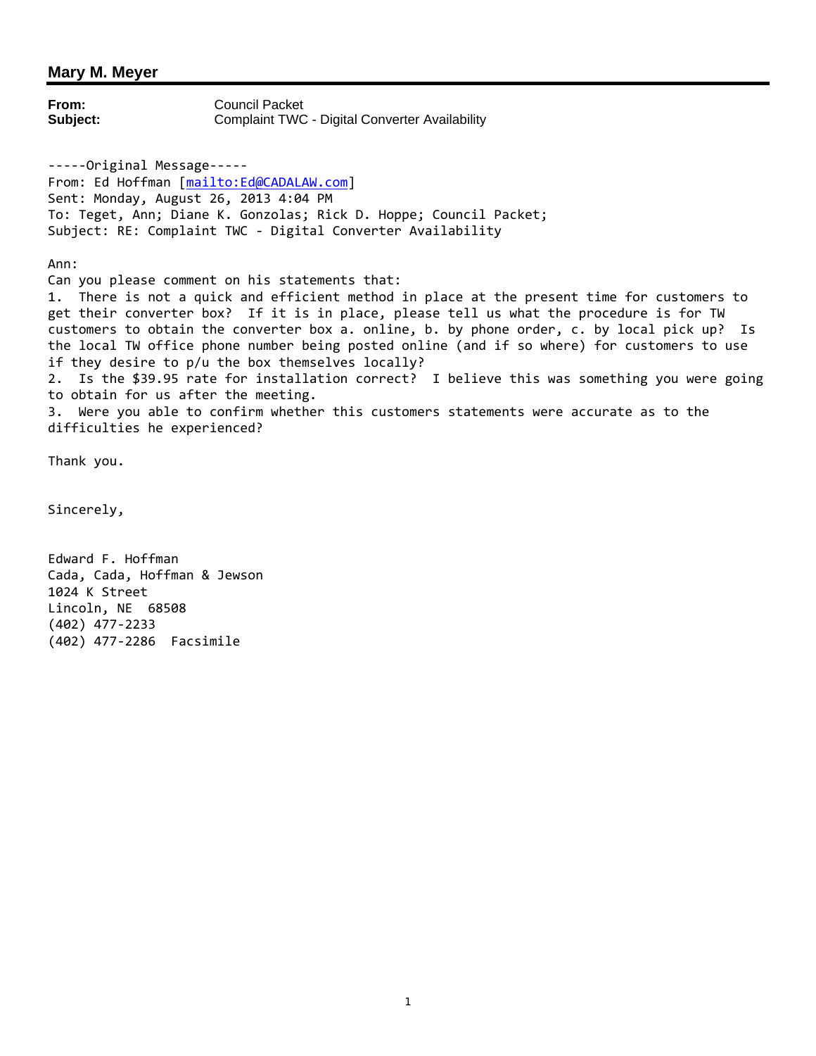**Mary M. Meyer**

**From:** Council Packet
**Subject:** Complaint TWC - Digital Converter Availability

-----Original Message-----
From: Ed Hoffman [mailto:Ed@CADALAW.com]
Sent: Monday, August 26, 2013 4:04 PM
To: Teget, Ann; Diane K. Gonzolas; Rick D. Hoppe; Council Packet;
Subject: RE: Complaint TWC - Digital Converter Availability

Ann:
Can you please comment on his statements that:
1. There is not a quick and efficient method in place at the present time for customers to get their converter box? If it is in place, please tell us what the procedure is for TW customers to obtain the converter box a. online, b. by phone order, c. by local pick up? Is the local TW office phone number being posted online (and if so where) for customers to use if they desire to p/u the box themselves locally?
2. Is the $39.95 rate for installation correct? I believe this was something you were going to obtain for us after the meeting.
3. Were you able to confirm whether this customers statements were accurate as to the difficulties he experienced?

Thank you.

Sincerely,

Edward F. Hoffman
Cada, Cada, Hoffman & Jewson
1024 K Street
Lincoln, NE 68508
(402) 477-2233
(402) 477-2286 Facsimile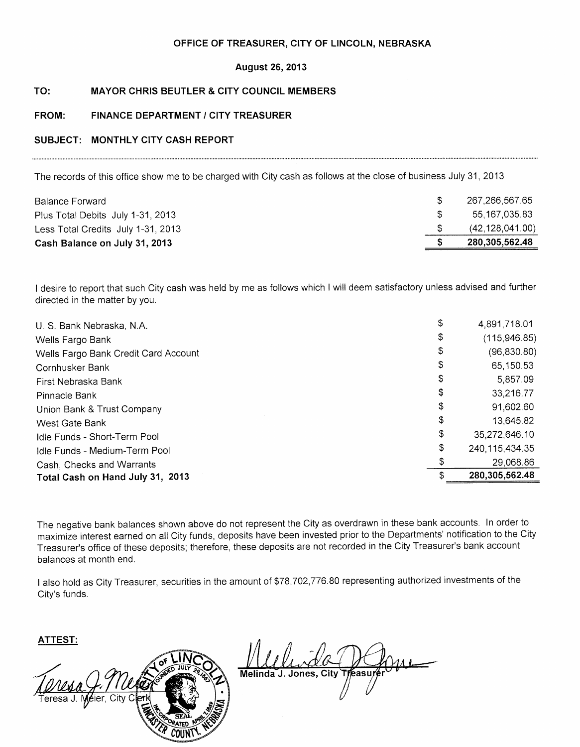**OFFICE OF TREASURER, CITY OF LINCOLN, NEBRASKA**

**August 26, 2013**

**TO:** **MAYOR CHRIS BEUTLER & CITY COUNCIL MEMBERS**

**FROM:** **FINANCE DEPARTMENT / CITY TREASURER**

**SUBJECT:** **MONTHLY CITY CASH REPORT**

---

The records of this office show me to be charged with City cash as follows at the close of business July 31, 2013

| | | |
|---|---|---|
| Balance Forward | $ | 267,266,567.65 |
| Plus Total Debits July 1-31, 2013 | $ | 55,167,035.83 |
| Less Total Credits July 1-31, 2013 | $ | (42,128,041.00) |
| **Cash Balance on July 31, 2013** | **$** | **280,305,562.48** |

I desire to report that such City cash was held by me as follows which I will deem satisfactory unless advised and further directed in the matter by you.

| | | |
|---|---|---|
| U. S. Bank Nebraska, N.A. | $ | 4,891,718.01 |
| Wells Fargo Bank | $ | (115,946.85) |
| Wells Fargo Bank Credit Card Account | $ | (96,830.80) |
| Cornhusker Bank | $ | 65,150.53 |
| First Nebraska Bank | $ | 5,857.09 |
| Pinnacle Bank | $ | 33,216.77 |
| Union Bank & Trust Company | $ | 91,602.60 |
| West Gate Bank | $ | 13,645.82 |
| Idle Funds - Short-Term Pool | $ | 35,272,646.10 |
| Idle Funds - Medium-Term Pool | $ | 240,115,434.35 |
| Cash, Checks and Warrants | $ | 29,068.86 |
| **Total Cash on Hand July 31, 2013** | $ | **280,305,562.48** |

The negative bank balances shown above do not represent the City as overdrawn in these bank accounts. In order to maximize interest earned on all City funds, deposits have been invested prior to the Departments' notification to the City Treasurer's office of these deposits; therefore, these deposits are not recorded in the City Treasurer's bank account balances at month end.

I also hold as City Treasurer, securities in the amount of $78,702,776.80 representing authorized investments of the City's funds.

**ATTEST:**

Teresa J. Meier, City Clerk

Melinda J. Jones, City Treasurer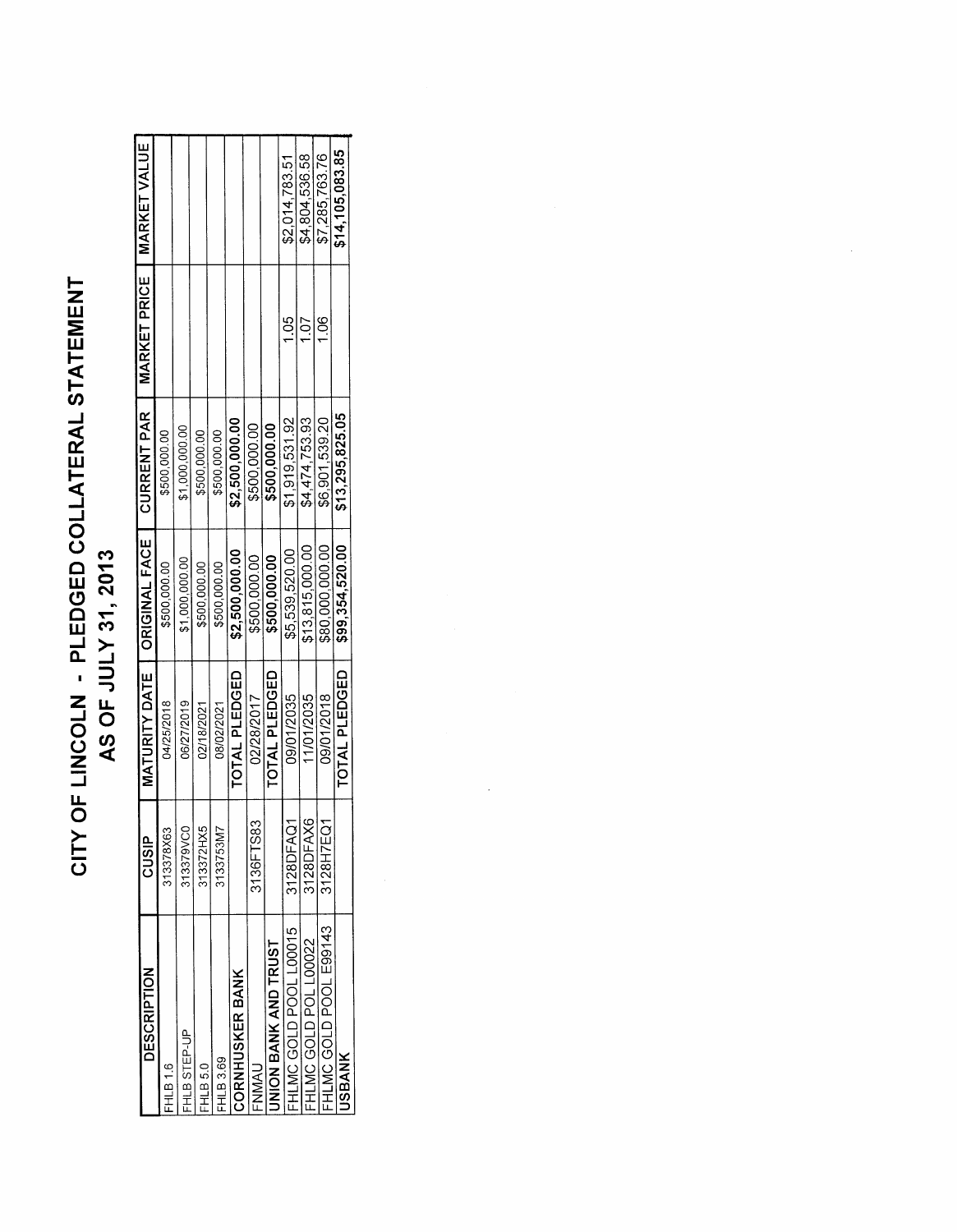# CITY OF LINCOLN - PLEDGED COLLATERAL STATEMENT

## AS OF JULY 31, 2013

| DESCRIPTION | CUSIP | MATURITY DATE | ORIGINAL FACE | CURRENT PAR | MARKET PRICE | MARKET VALUE |
|---|---|---|---|---|---|---|
| FHLB 1.6 | 313378X63 | 04/25/2018 | $500,000.00 | $500,000.00 | | |
| FHLB STEP-UP | 313379VC0 | 06/27/2019 | $1,000,000.00 | $1,000,000.00 | | |
| FHLB 5.0 | 313372HX5 | 02/18/2021 | $500,000.00 | $500,000.00 | | |
| FHLB 3.69 | 3133753M7 | 08/02/2021 | $500,000.00 | $500,000.00 | | |
| **CORNHUSKER BANK** | | **TOTAL PLEDGED** | **$2,500,000.00** | **$2,500,000.00** | | |
| FNMAU | 3136FTS83 | 02/28/2017 | $500,000.00 | $500,000.00 | | |
| **UNION BANK AND TRUST** | | **TOTAL PLEDGED** | **$500,000.00** | **$500,000.00** | | |
| FHLMC GOLD POOL L00015 | 3128DFAQ1 | 09/01/2035 | $5,539,520.00 | $1,919,531.92 | 1.05 | $2,014,783.51 |
| FHLMC GOLD POL L00022 | 3128DFAX6 | 11/01/2035 | $13,815,000.00 | $4,474,753.93 | 1.07 | $4,804,536.58 |
| FHLMC GOLD POOL E99143 | 3128H7EQ1 | 09/01/2018 | $80,000,000.00 | $6,901,539.20 | 1.06 | $7,285,763.76 |
| **USBANK** | | **TOTAL PLEDGED** | **$99,354,520.00** | **$13,295,825.05** | | **$14,105,083.85** |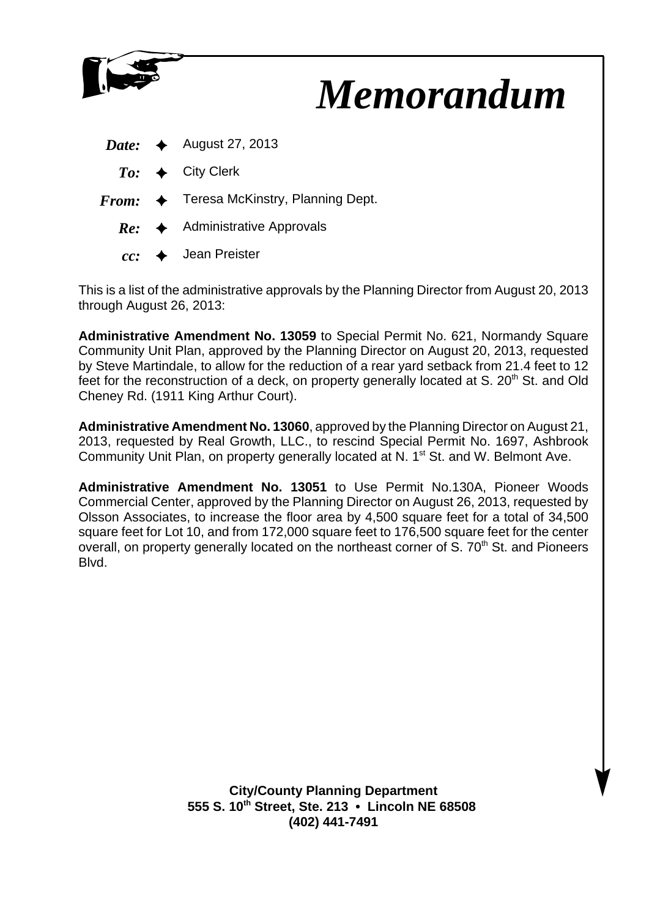# *Memorandum*

***Date:*** ✦ August 27, 2013

***To:*** ✦ City Clerk

***From:*** ✦ Teresa McKinstry, Planning Dept.

***Re:*** ✦ Administrative Approvals

***cc:*** ✦ Jean Preister

This is a list of the administrative approvals by the Planning Director from August 20, 2013 through August 26, 2013:

**Administrative Amendment No. 13059** to Special Permit No. 621, Normandy Square Community Unit Plan, approved by the Planning Director on August 20, 2013, requested by Steve Martindale, to allow for the reduction of a rear yard setback from 21.4 feet to 12 feet for the reconstruction of a deck, on property generally located at S. 20th St. and Old Cheney Rd. (1911 King Arthur Court).

**Administrative Amendment No. 13060**, approved by the Planning Director on August 21, 2013, requested by Real Growth, LLC., to rescind Special Permit No. 1697, Ashbrook Community Unit Plan, on property generally located at N. 1st St. and W. Belmont Ave.

**Administrative Amendment No. 13051** to Use Permit No.130A, Pioneer Woods Commercial Center, approved by the Planning Director on August 26, 2013, requested by Olsson Associates, to increase the floor area by 4,500 square feet for a total of 34,500 square feet for Lot 10, and from 172,000 square feet to 176,500 square feet for the center overall, on property generally located on the northeast corner of S. 70th St. and Pioneers Blvd.

**City/County Planning Department**
**555 S. 10th Street, Ste. 213 • Lincoln NE 68508**
**(402) 441-7491**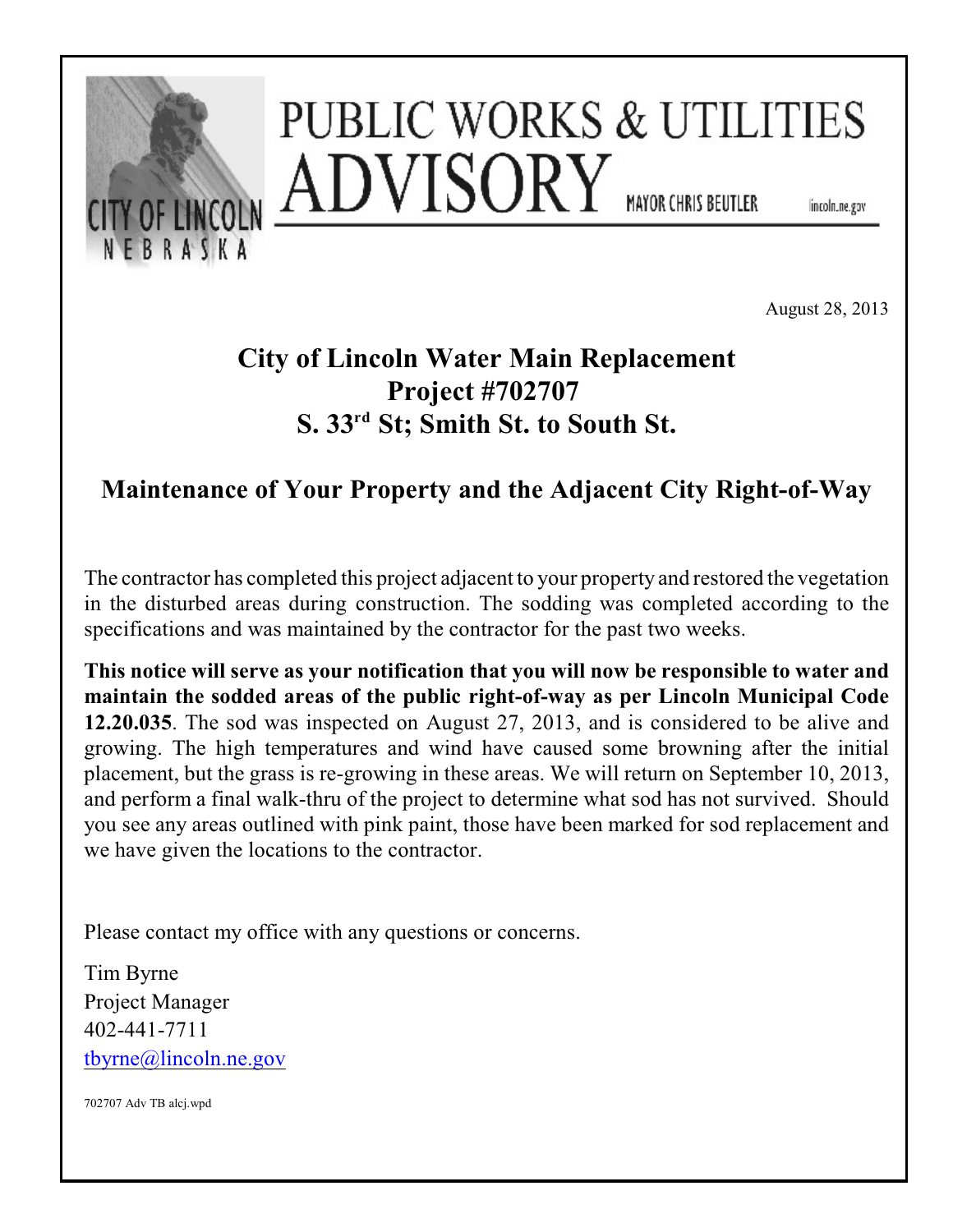CITY OF LINCOLN
NEBRASKA

# PUBLIC WORKS & UTILITIES ADVISORY

MAYOR CHRIS BEUTLER    lincoln.ne.gov

August 28, 2013

## City of Lincoln Water Main Replacement
## Project #702707
## S. 33rd St; Smith St. to South St.

## Maintenance of Your Property and the Adjacent City Right-of-Way

The contractor has completed this project adjacent to your property and restored the vegetation in the disturbed areas during construction. The sodding was completed according to the specifications and was maintained by the contractor for the past two weeks.

**This notice will serve as your notification that you will now be responsible to water and maintain the sodded areas of the public right-of-way as per Lincoln Municipal Code 12.20.035**. The sod was inspected on August 27, 2013, and is considered to be alive and growing. The high temperatures and wind have caused some browning after the initial placement, but the grass is re-growing in these areas. We will return on September 10, 2013, and perform a final walk-thru of the project to determine what sod has not survived. Should you see any areas outlined with pink paint, those have been marked for sod replacement and we have given the locations to the contractor.

Please contact my office with any questions or concerns.

Tim Byrne
Project Manager
402-441-7711
tbyrne@lincoln.ne.gov

702707 Adv TB alcj.wpd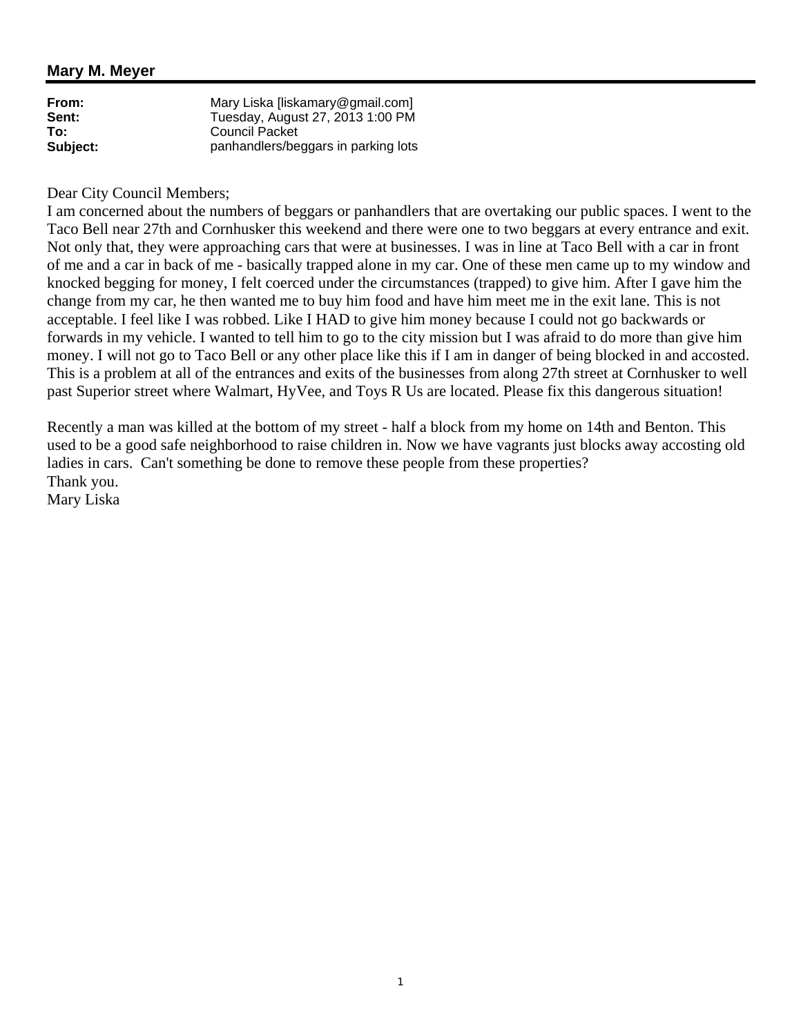## Mary M. Meyer

| | |
|---|---|
| **From:** | Mary Liska [liskamary@gmail.com] |
| **Sent:** | Tuesday, August 27, 2013 1:00 PM |
| **To:** | Council Packet |
| **Subject:** | panhandlers/beggars in parking lots |

Dear City Council Members;

I am concerned about the numbers of beggars or panhandlers that are overtaking our public spaces. I went to the Taco Bell near 27th and Cornhusker this weekend and there were one to two beggars at every entrance and exit. Not only that, they were approaching cars that were at businesses. I was in line at Taco Bell with a car in front of me and a car in back of me - basically trapped alone in my car. One of these men came up to my window and knocked begging for money, I felt coerced under the circumstances (trapped) to give him. After I gave him the change from my car, he then wanted me to buy him food and have him meet me in the exit lane. This is not acceptable. I feel like I was robbed. Like I HAD to give him money because I could not go backwards or forwards in my vehicle. I wanted to tell him to go to the city mission but I was afraid to do more than give him money. I will not go to Taco Bell or any other place like this if I am in danger of being blocked in and accosted. This is a problem at all of the entrances and exits of the businesses from along 27th street at Cornhusker to well past Superior street where Walmart, HyVee, and Toys R Us are located. Please fix this dangerous situation!

Recently a man was killed at the bottom of my street - half a block from my home on 14th and Benton. This used to be a good safe neighborhood to raise children in. Now we have vagrants just blocks away accosting old ladies in cars. Can't something be done to remove these people from these properties?

Thank you.

Mary Liska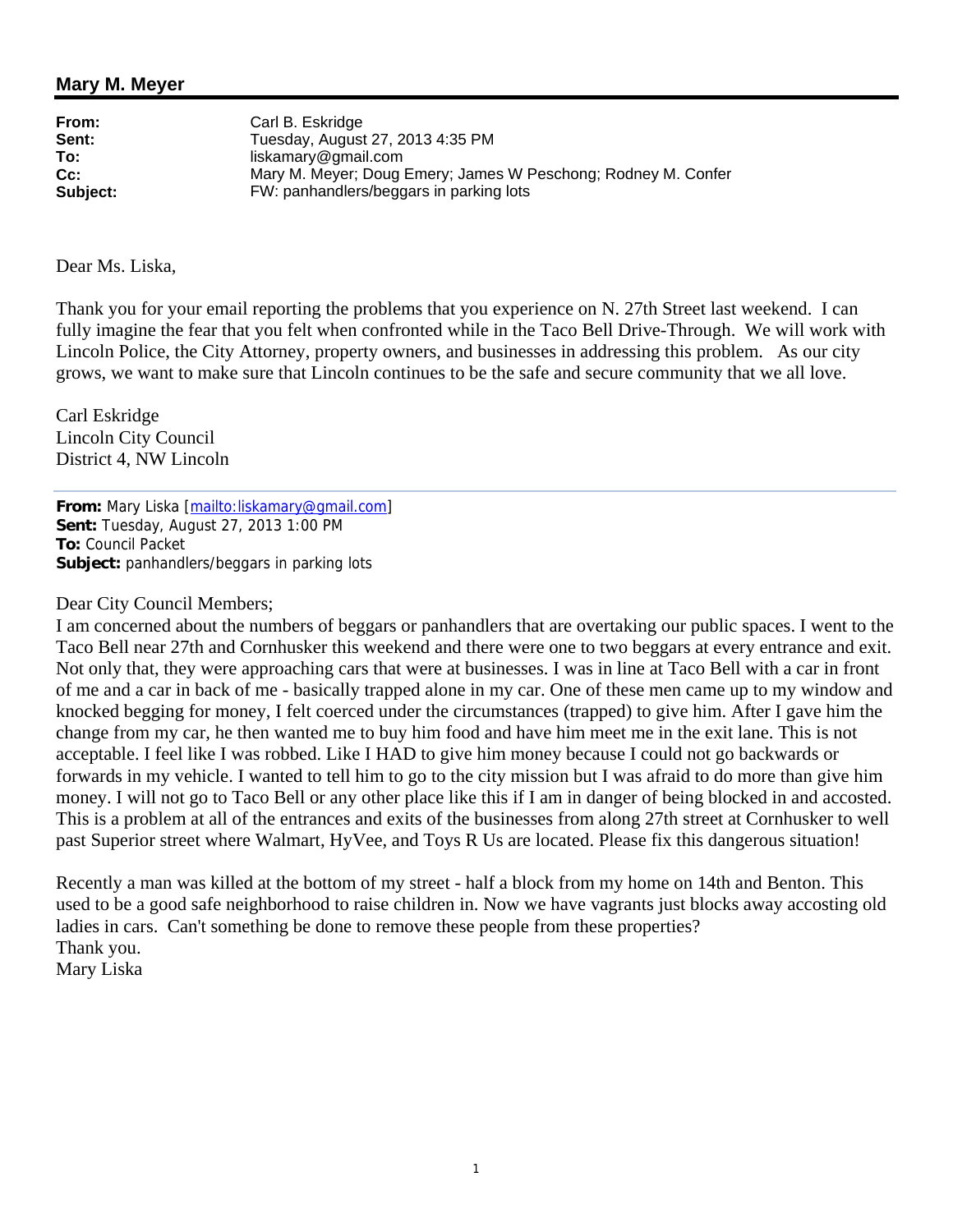## Mary M. Meyer

| | |
|---|---|
| **From:** | Carl B. Eskridge |
| **Sent:** | Tuesday, August 27, 2013 4:35 PM |
| **To:** | liskamary@gmail.com |
| **Cc:** | Mary M. Meyer; Doug Emery; James W Peschong; Rodney M. Confer |
| **Subject:** | FW: panhandlers/beggars in parking lots |

Dear Ms. Liska,

Thank you for your email reporting the problems that you experience on N. 27th Street last weekend. I can fully imagine the fear that you felt when confronted while in the Taco Bell Drive-Through. We will work with Lincoln Police, the City Attorney, property owners, and businesses in addressing this problem. As our city grows, we want to make sure that Lincoln continues to be the safe and secure community that we all love.

Carl Eskridge
Lincoln City Council
District 4, NW Lincoln

---

**From:** Mary Liska [mailto:liskamary@gmail.com]
**Sent:** Tuesday, August 27, 2013 1:00 PM
**To:** Council Packet
**Subject:** panhandlers/beggars in parking lots

Dear City Council Members;
I am concerned about the numbers of beggars or panhandlers that are overtaking our public spaces. I went to the Taco Bell near 27th and Cornhusker this weekend and there were one to two beggars at every entrance and exit. Not only that, they were approaching cars that were at businesses. I was in line at Taco Bell with a car in front of me and a car in back of me - basically trapped alone in my car. One of these men came up to my window and knocked begging for money, I felt coerced under the circumstances (trapped) to give him. After I gave him the change from my car, he then wanted me to buy him food and have him meet me in the exit lane. This is not acceptable. I feel like I was robbed. Like I HAD to give him money because I could not go backwards or forwards in my vehicle. I wanted to tell him to go to the city mission but I was afraid to do more than give him money. I will not go to Taco Bell or any other place like this if I am in danger of being blocked in and accosted. This is a problem at all of the entrances and exits of the businesses from along 27th street at Cornhusker to well past Superior street where Walmart, HyVee, and Toys R Us are located. Please fix this dangerous situation!

Recently a man was killed at the bottom of my street - half a block from my home on 14th and Benton. This used to be a good safe neighborhood to raise children in. Now we have vagrants just blocks away accosting old ladies in cars. Can't something be done to remove these people from these properties?
Thank you.
Mary Liska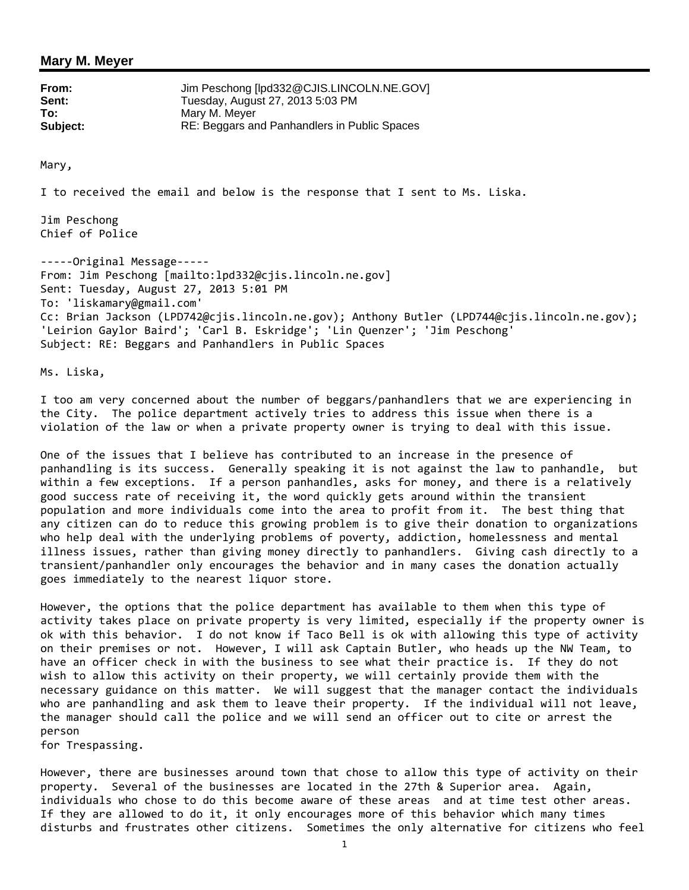## Mary M. Meyer

**From:** Jim Peschong [lpd332@CJIS.LINCOLN.NE.GOV]
**Sent:** Tuesday, August 27, 2013 5:03 PM
**To:** Mary M. Meyer
**Subject:** RE: Beggars and Panhandlers in Public Spaces

Mary,

I to received the email and below is the response that I sent to Ms. Liska.

Jim Peschong
Chief of Police

-----Original Message-----
From: Jim Peschong [mailto:lpd332@cjis.lincoln.ne.gov]
Sent: Tuesday, August 27, 2013 5:01 PM
To: 'liskamary@gmail.com'
Cc: Brian Jackson (LPD742@cjis.lincoln.ne.gov); Anthony Butler (LPD744@cjis.lincoln.ne.gov); 'Leirion Gaylor Baird'; 'Carl B. Eskridge'; 'Lin Quenzer'; 'Jim Peschong'
Subject: RE: Beggars and Panhandlers in Public Spaces

Ms. Liska,

I too am very concerned about the number of beggars/panhandlers that we are experiencing in the City. The police department actively tries to address this issue when there is a violation of the law or when a private property owner is trying to deal with this issue.

One of the issues that I believe has contributed to an increase in the presence of panhandling is its success. Generally speaking it is not against the law to panhandle, but within a few exceptions. If a person panhandles, asks for money, and there is a relatively good success rate of receiving it, the word quickly gets around within the transient population and more individuals come into the area to profit from it. The best thing that any citizen can do to reduce this growing problem is to give their donation to organizations who help deal with the underlying problems of poverty, addiction, homelessness and mental illness issues, rather than giving money directly to panhandlers. Giving cash directly to a transient/panhandler only encourages the behavior and in many cases the donation actually goes immediately to the nearest liquor store.

However, the options that the police department has available to them when this type of activity takes place on private property is very limited, especially if the property owner is ok with this behavior. I do not know if Taco Bell is ok with allowing this type of activity on their premises or not. However, I will ask Captain Butler, who heads up the NW Team, to have an officer check in with the business to see what their practice is. If they do not wish to allow this activity on their property, we will certainly provide them with the necessary guidance on this matter. We will suggest that the manager contact the individuals who are panhandling and ask them to leave their property. If the individual will not leave, the manager should call the police and we will send an officer out to cite or arrest the person
for Trespassing.

However, there are businesses around town that chose to allow this type of activity on their property. Several of the businesses are located in the 27th & Superior area. Again, individuals who chose to do this become aware of these areas and at time test other areas. If they are allowed to do it, it only encourages more of this behavior which many times disturbs and frustrates other citizens. Sometimes the only alternative for citizens who feel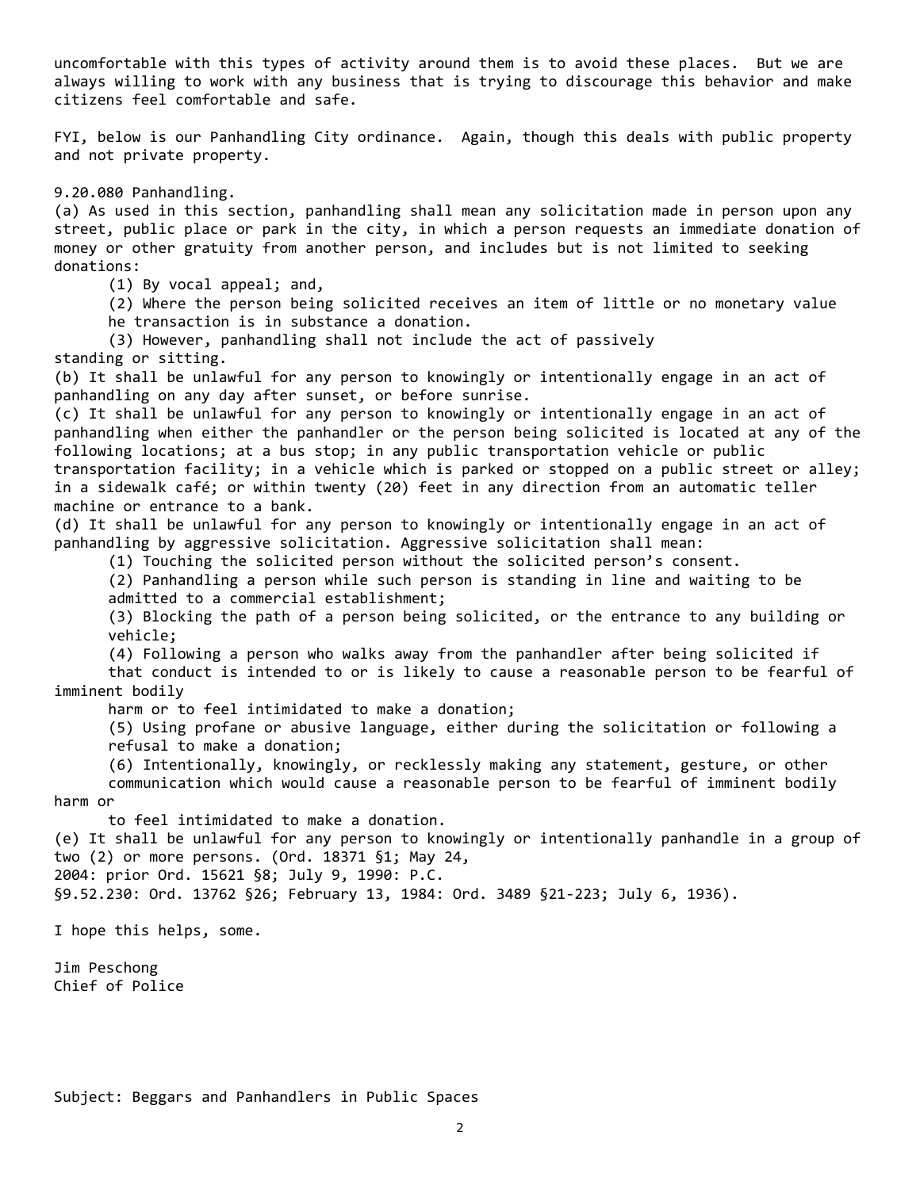uncomfortable with this types of activity around them is to avoid these places. But we are always willing to work with any business that is trying to discourage this behavior and make citizens feel comfortable and safe.

FYI, below is our Panhandling City ordinance. Again, though this deals with public property and not private property.

9.20.080 Panhandling.

(a) As used in this section, panhandling shall mean any solicitation made in person upon any street, public place or park in the city, in which a person requests an immediate donation of money or other gratuity from another person, and includes but is not limited to seeking donations:

(1) By vocal appeal; and,

(2) Where the person being solicited receives an item of little or no monetary value he transaction is in substance a donation.

(3) However, panhandling shall not include the act of passively standing or sitting.

(b) It shall be unlawful for any person to knowingly or intentionally engage in an act of panhandling on any day after sunset, or before sunrise.

(c) It shall be unlawful for any person to knowingly or intentionally engage in an act of panhandling when either the panhandler or the person being solicited is located at any of the following locations; at a bus stop; in any public transportation vehicle or public transportation facility; in a vehicle which is parked or stopped on a public street or alley; in a sidewalk café; or within twenty (20) feet in any direction from an automatic teller machine or entrance to a bank.

(d) It shall be unlawful for any person to knowingly or intentionally engage in an act of panhandling by aggressive solicitation. Aggressive solicitation shall mean:

(1) Touching the solicited person without the solicited person's consent.

(2) Panhandling a person while such person is standing in line and waiting to be admitted to a commercial establishment;

(3) Blocking the path of a person being solicited, or the entrance to any building or vehicle;

(4) Following a person who walks away from the panhandler after being solicited if that conduct is intended to or is likely to cause a reasonable person to be fearful of imminent bodily harm or to feel intimidated to make a donation;

(5) Using profane or abusive language, either during the solicitation or following a refusal to make a donation;

(6) Intentionally, knowingly, or recklessly making any statement, gesture, or other communication which would cause a reasonable person to be fearful of imminent bodily harm or to feel intimidated to make a donation.

(e) It shall be unlawful for any person to knowingly or intentionally panhandle in a group of two (2) or more persons. (Ord. 18371 §1; May 24, 2004: prior Ord. 15621 §8; July 9, 1990: P.C. §9.52.230: Ord. 13762 §26; February 13, 1984: Ord. 3489 §21-223; July 6, 1936).

I hope this helps, some.

Jim Peschong
Chief of Police

Subject: Beggars and Panhandlers in Public Spaces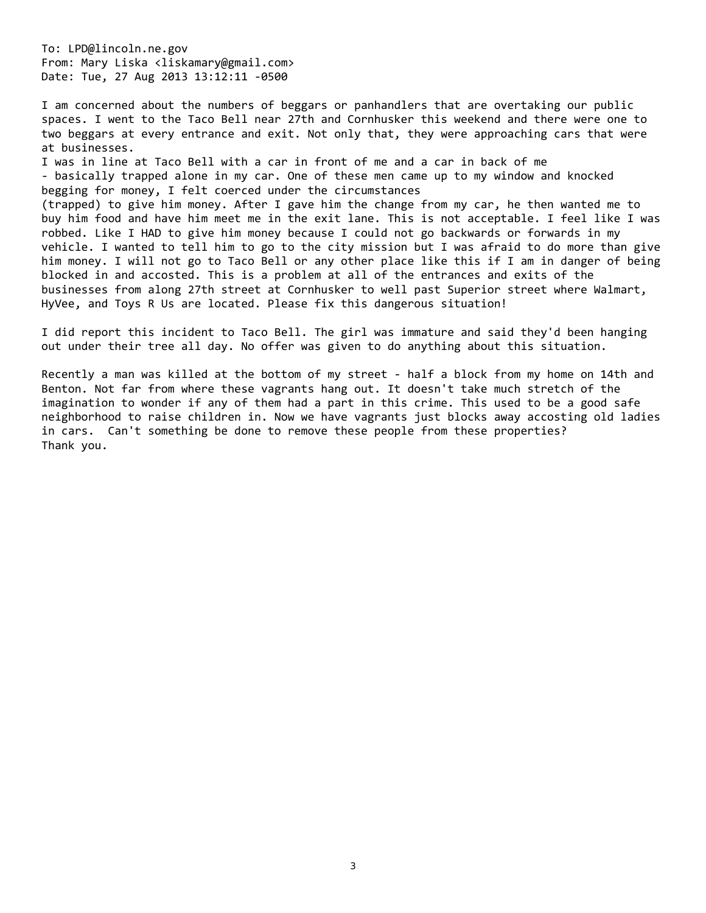To: LPD@lincoln.ne.gov
From: Mary Liska <liskamary@gmail.com>
Date: Tue, 27 Aug 2013 13:12:11 -0500

I am concerned about the numbers of beggars or panhandlers that are overtaking our public spaces. I went to the Taco Bell near 27th and Cornhusker this weekend and there were one to two beggars at every entrance and exit. Not only that, they were approaching cars that were at businesses.

I was in line at Taco Bell with a car in front of me and a car in back of me - basically trapped alone in my car. One of these men came up to my window and knocked begging for money, I felt coerced under the circumstances (trapped) to give him money. After I gave him the change from my car, he then wanted me to buy him food and have him meet me in the exit lane. This is not acceptable. I feel like I was robbed. Like I HAD to give him money because I could not go backwards or forwards in my vehicle. I wanted to tell him to go to the city mission but I was afraid to do more than give him money. I will not go to Taco Bell or any other place like this if I am in danger of being blocked in and accosted. This is a problem at all of the entrances and exits of the businesses from along 27th street at Cornhusker to well past Superior street where Walmart, HyVee, and Toys R Us are located. Please fix this dangerous situation!

I did report this incident to Taco Bell. The girl was immature and said they'd been hanging out under their tree all day. No offer was given to do anything about this situation.

Recently a man was killed at the bottom of my street - half a block from my home on 14th and Benton. Not far from where these vagrants hang out. It doesn't take much stretch of the imagination to wonder if any of them had a part in this crime. This used to be a good safe neighborhood to raise children in. Now we have vagrants just blocks away accosting old ladies in cars. Can't something be done to remove these people from these properties?
Thank you.